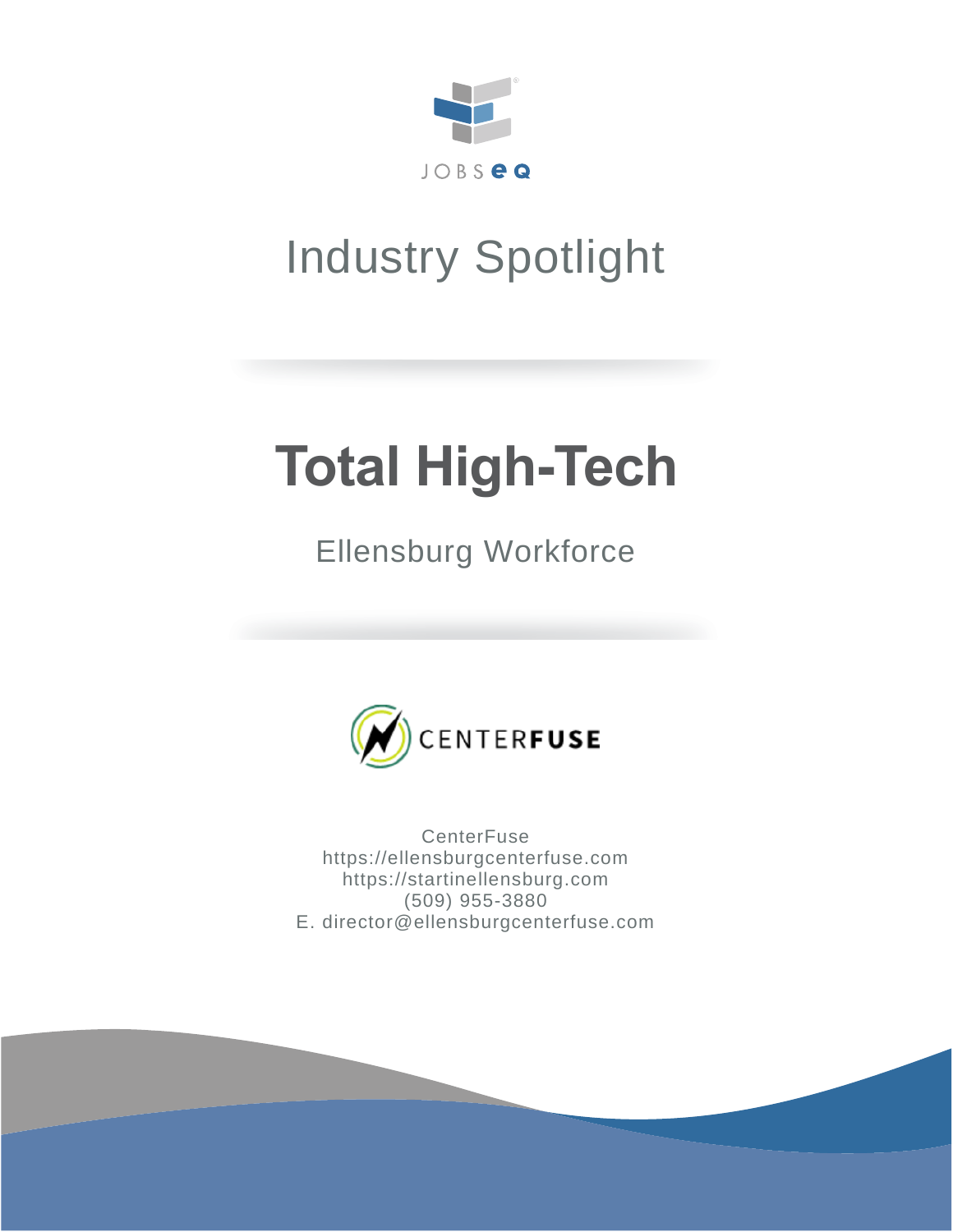JOBSEQ

# Industry Spotlight

# Total High-Tech

## Ellensburg Workforce

CENTERFUSE

CenterFuse
https://ellensburgcenterfuse.com
https://startinellensburg.com
(509) 955-3880
E. director@ellensburgcenterfuse.com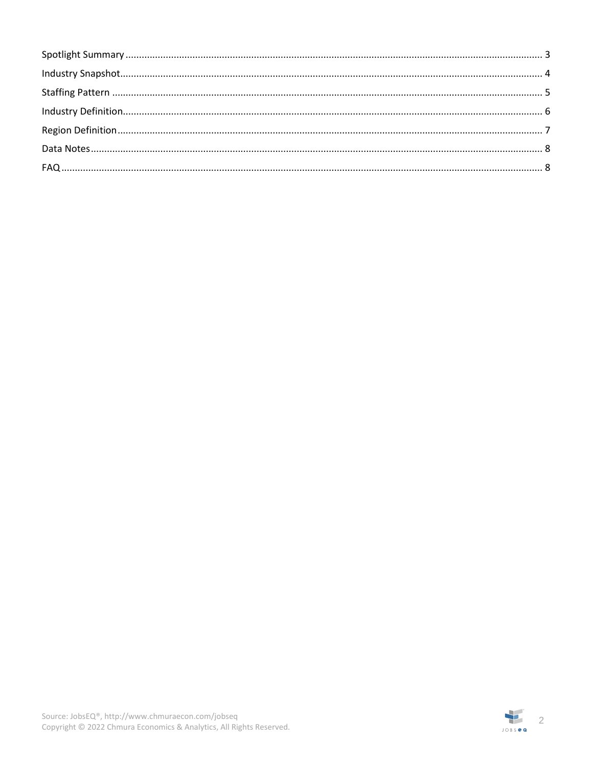Spotlight Summary ........................................................................................................................................... 3

Industry Snapshot ........................................................................................................................................... 4

Staffing Pattern ............................................................................................................................................... 5

Industry Definition ........................................................................................................................................... 6

Region Definition ............................................................................................................................................. 7

Data Notes ....................................................................................................................................................... 8

FAQ ................................................................................................................................................................. 8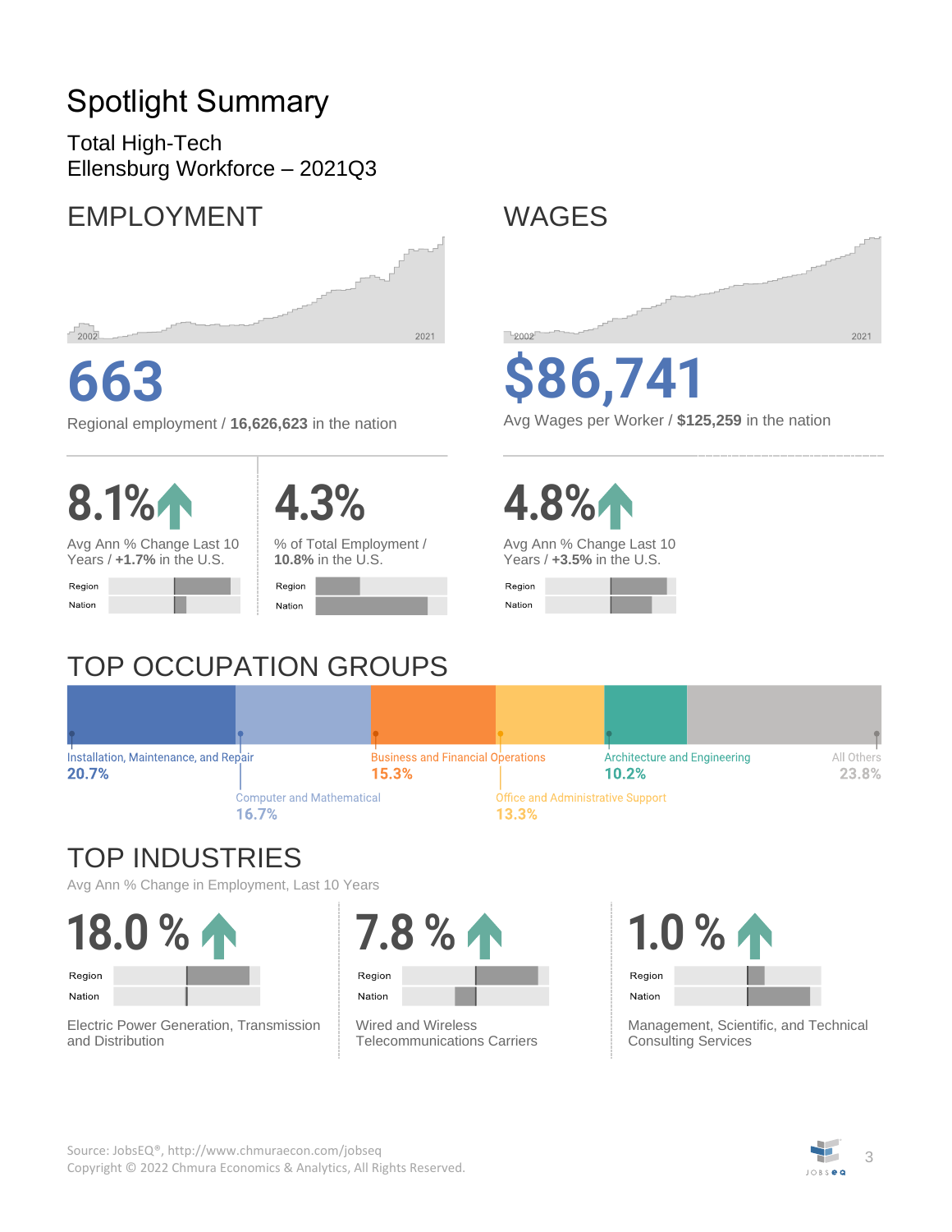# Spotlight Summary

Total High-Tech
Ellensburg Workforce – 2021Q3

## EMPLOYMENT

2002 2021

**663**

Regional employment / **16,626,623** in the nation

**8.1%**

Avg Ann % Change Last 10 Years / **+1.7%** in the U.S.

Region
Nation

**4.3%**

% of Total Employment / **10.8%** in the U.S.

Region
Nation

## WAGES

2002 2021

**$86,741**

Avg Wages per Worker / **$125,259** in the nation

**4.8%**

Avg Ann % Change Last 10 Years / **+3.5%** in the U.S.

Region
Nation

## TOP OCCUPATION GROUPS

| Occupation Group | Share |
|---|---|
| Installation, Maintenance, and Repair | 20.7% |
| Computer and Mathematical | 16.7% |
| Business and Financial Operations | 15.3% |
| Office and Administrative Support | 13.3% |
| Architecture and Engineering | 10.2% |
| All Others | 23.8% |

## TOP INDUSTRIES

Avg Ann % Change in Employment, Last 10 Years

**18.0 %**

Region
Nation

Electric Power Generation, Transmission and Distribution

**7.8 %**

Region
Nation

Wired and Wireless Telecommunications Carriers

**1.0 %**

Region
Nation

Management, Scientific, and Technical Consulting Services

Source: JobsEQ®, http://www.chmuraecon.com/jobseq
Copyright © 2022 Chmura Economics & Analytics, All Rights Reserved.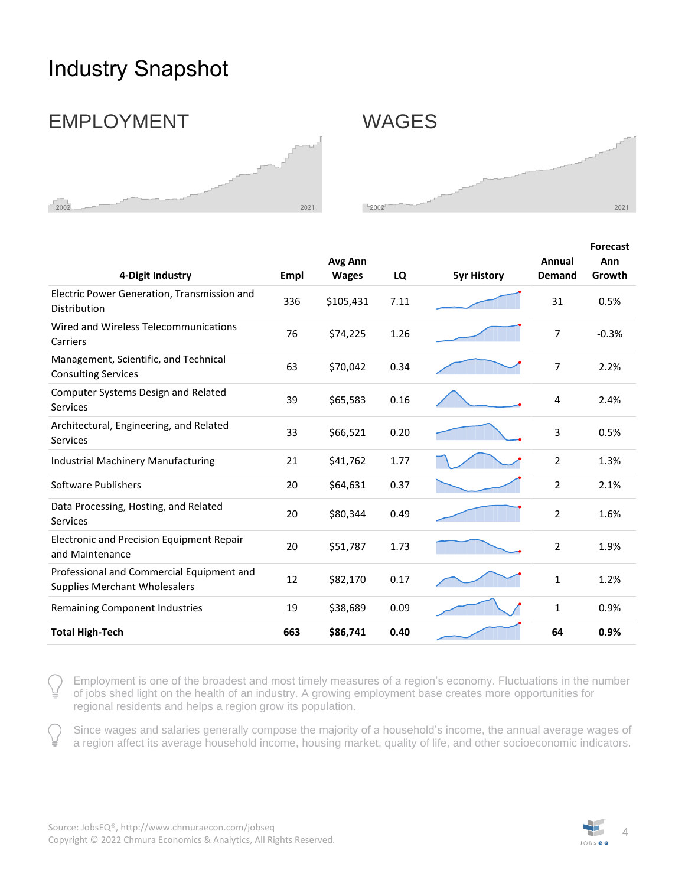# Industry Snapshot

## EMPLOYMENT

2002 — 2021

## WAGES

2002 — 2021

| 4-Digit Industry | Empl | Avg Ann Wages | LQ | 5yr History | Annual Demand | Forecast Ann Growth |
|---|---|---|---|---|---|---|
| Electric Power Generation, Transmission and Distribution | 336 | $105,431 | 7.11 | | 31 | 0.5% |
| Wired and Wireless Telecommunications Carriers | 76 | $74,225 | 1.26 | | 7 | -0.3% |
| Management, Scientific, and Technical Consulting Services | 63 | $70,042 | 0.34 | | 7 | 2.2% |
| Computer Systems Design and Related Services | 39 | $65,583 | 0.16 | | 4 | 2.4% |
| Architectural, Engineering, and Related Services | 33 | $66,521 | 0.20 | | 3 | 0.5% |
| Industrial Machinery Manufacturing | 21 | $41,762 | 1.77 | | 2 | 1.3% |
| Software Publishers | 20 | $64,631 | 0.37 | | 2 | 2.1% |
| Data Processing, Hosting, and Related Services | 20 | $80,344 | 0.49 | | 2 | 1.6% |
| Electronic and Precision Equipment Repair and Maintenance | 20 | $51,787 | 1.73 | | 2 | 1.9% |
| Professional and Commercial Equipment and Supplies Merchant Wholesalers | 12 | $82,170 | 0.17 | | 1 | 1.2% |
| Remaining Component Industries | 19 | $38,689 | 0.09 | | 1 | 0.9% |
| **Total High-Tech** | **663** | **$86,741** | **0.40** | | **64** | **0.9%** |

Employment is one of the broadest and most timely measures of a region's economy. Fluctuations in the number of jobs shed light on the health of an industry. A growing employment base creates more opportunities for regional residents and helps a region grow its population.

Since wages and salaries generally compose the majority of a household's income, the annual average wages of a region affect its average household income, housing market, quality of life, and other socioeconomic indicators.

Source: JobsEQ®, http://www.chmuraecon.com/jobseq
Copyright © 2022 Chmura Economics & Analytics, All Rights Reserved.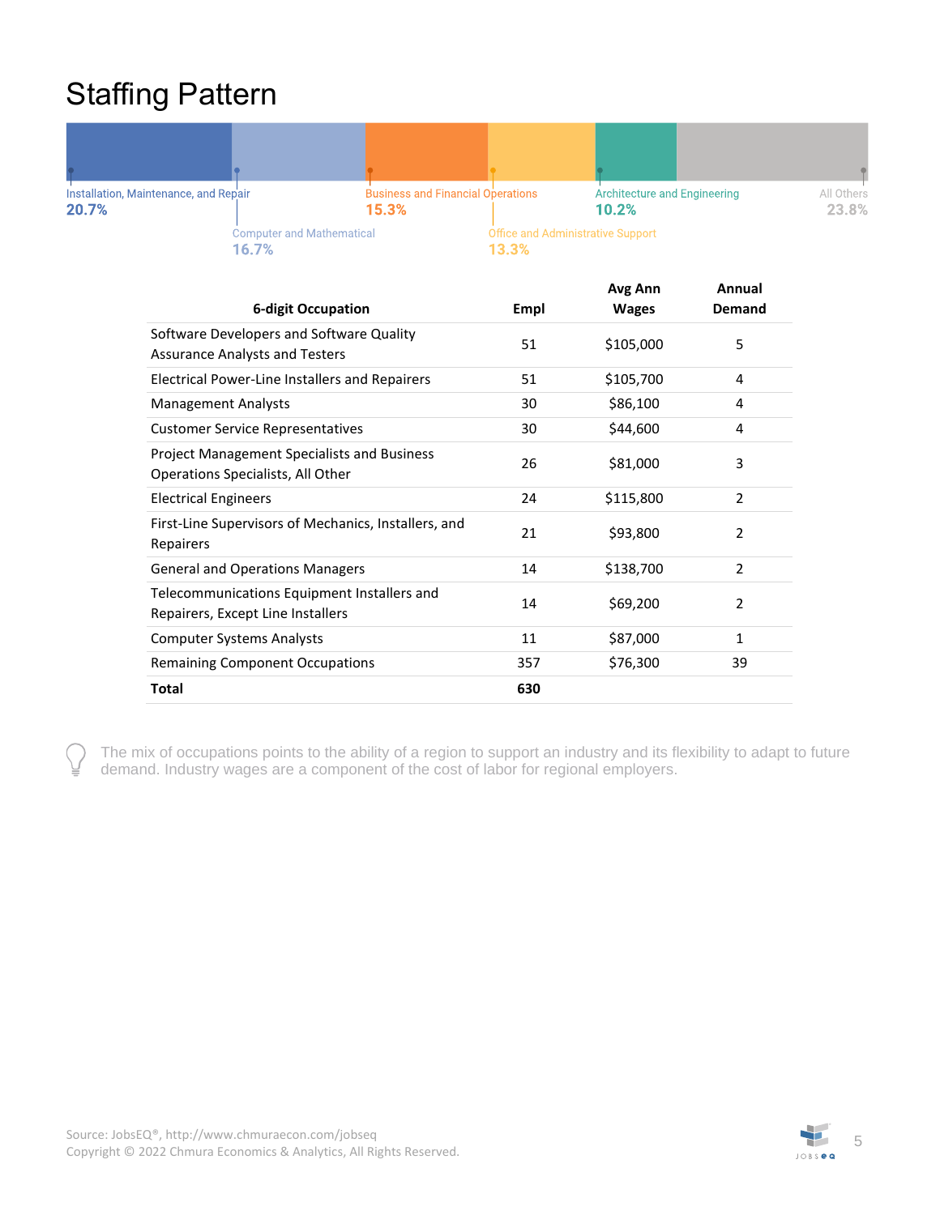# Staffing Pattern

Installation, Maintenance, and Repair
20.7%

Computer and Mathematical
16.7%

Business and Financial Operations
15.3%

Office and Administrative Support
13.3%

Architecture and Engineering
10.2%

All Others
23.8%

| 6-digit Occupation | Empl | Avg Ann Wages | Annual Demand |
|---|---|---|---|
| Software Developers and Software Quality Assurance Analysts and Testers | 51 | $105,000 | 5 |
| Electrical Power-Line Installers and Repairers | 51 | $105,700 | 4 |
| Management Analysts | 30 | $86,100 | 4 |
| Customer Service Representatives | 30 | $44,600 | 4 |
| Project Management Specialists and Business Operations Specialists, All Other | 26 | $81,000 | 3 |
| Electrical Engineers | 24 | $115,800 | 2 |
| First-Line Supervisors of Mechanics, Installers, and Repairers | 21 | $93,800 | 2 |
| General and Operations Managers | 14 | $138,700 | 2 |
| Telecommunications Equipment Installers and Repairers, Except Line Installers | 14 | $69,200 | 2 |
| Computer Systems Analysts | 11 | $87,000 | 1 |
| Remaining Component Occupations | 357 | $76,300 | 39 |
| **Total** | **630** | | |

The mix of occupations points to the ability of a region to support an industry and its flexibility to adapt to future demand. Industry wages are a component of the cost of labor for regional employers.

Source: JobsEQ®, http://www.chmuraecon.com/jobseq
Copyright © 2022 Chmura Economics & Analytics, All Rights Reserved.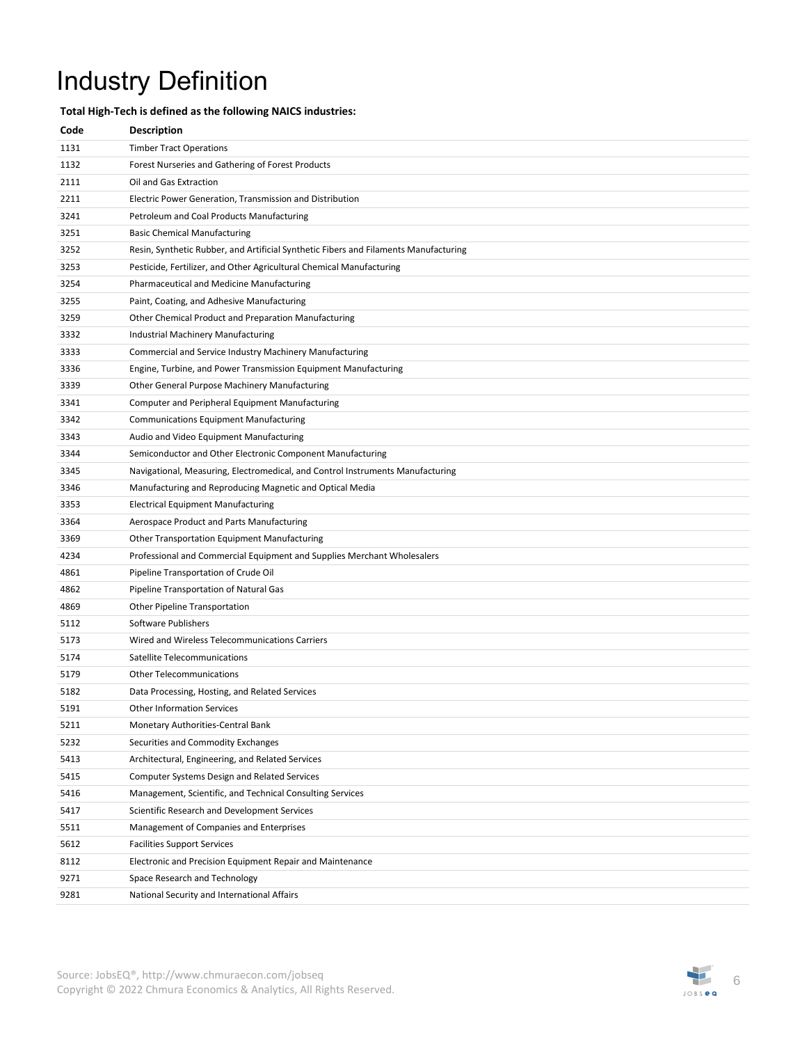# Industry Definition

**Total High-Tech is defined as the following NAICS industries:**

| Code | Description |
|---|---|
| 1131 | Timber Tract Operations |
| 1132 | Forest Nurseries and Gathering of Forest Products |
| 2111 | Oil and Gas Extraction |
| 2211 | Electric Power Generation, Transmission and Distribution |
| 3241 | Petroleum and Coal Products Manufacturing |
| 3251 | Basic Chemical Manufacturing |
| 3252 | Resin, Synthetic Rubber, and Artificial Synthetic Fibers and Filaments Manufacturing |
| 3253 | Pesticide, Fertilizer, and Other Agricultural Chemical Manufacturing |
| 3254 | Pharmaceutical and Medicine Manufacturing |
| 3255 | Paint, Coating, and Adhesive Manufacturing |
| 3259 | Other Chemical Product and Preparation Manufacturing |
| 3332 | Industrial Machinery Manufacturing |
| 3333 | Commercial and Service Industry Machinery Manufacturing |
| 3336 | Engine, Turbine, and Power Transmission Equipment Manufacturing |
| 3339 | Other General Purpose Machinery Manufacturing |
| 3341 | Computer and Peripheral Equipment Manufacturing |
| 3342 | Communications Equipment Manufacturing |
| 3343 | Audio and Video Equipment Manufacturing |
| 3344 | Semiconductor and Other Electronic Component Manufacturing |
| 3345 | Navigational, Measuring, Electromedical, and Control Instruments Manufacturing |
| 3346 | Manufacturing and Reproducing Magnetic and Optical Media |
| 3353 | Electrical Equipment Manufacturing |
| 3364 | Aerospace Product and Parts Manufacturing |
| 3369 | Other Transportation Equipment Manufacturing |
| 4234 | Professional and Commercial Equipment and Supplies Merchant Wholesalers |
| 4861 | Pipeline Transportation of Crude Oil |
| 4862 | Pipeline Transportation of Natural Gas |
| 4869 | Other Pipeline Transportation |
| 5112 | Software Publishers |
| 5173 | Wired and Wireless Telecommunications Carriers |
| 5174 | Satellite Telecommunications |
| 5179 | Other Telecommunications |
| 5182 | Data Processing, Hosting, and Related Services |
| 5191 | Other Information Services |
| 5211 | Monetary Authorities-Central Bank |
| 5232 | Securities and Commodity Exchanges |
| 5413 | Architectural, Engineering, and Related Services |
| 5415 | Computer Systems Design and Related Services |
| 5416 | Management, Scientific, and Technical Consulting Services |
| 5417 | Scientific Research and Development Services |
| 5511 | Management of Companies and Enterprises |
| 5612 | Facilities Support Services |
| 8112 | Electronic and Precision Equipment Repair and Maintenance |
| 9271 | Space Research and Technology |
| 9281 | National Security and International Affairs |

Source: JobsEQ®, http://www.chmuraecon.com/jobseq
Copyright © 2022 Chmura Economics & Analytics, All Rights Reserved.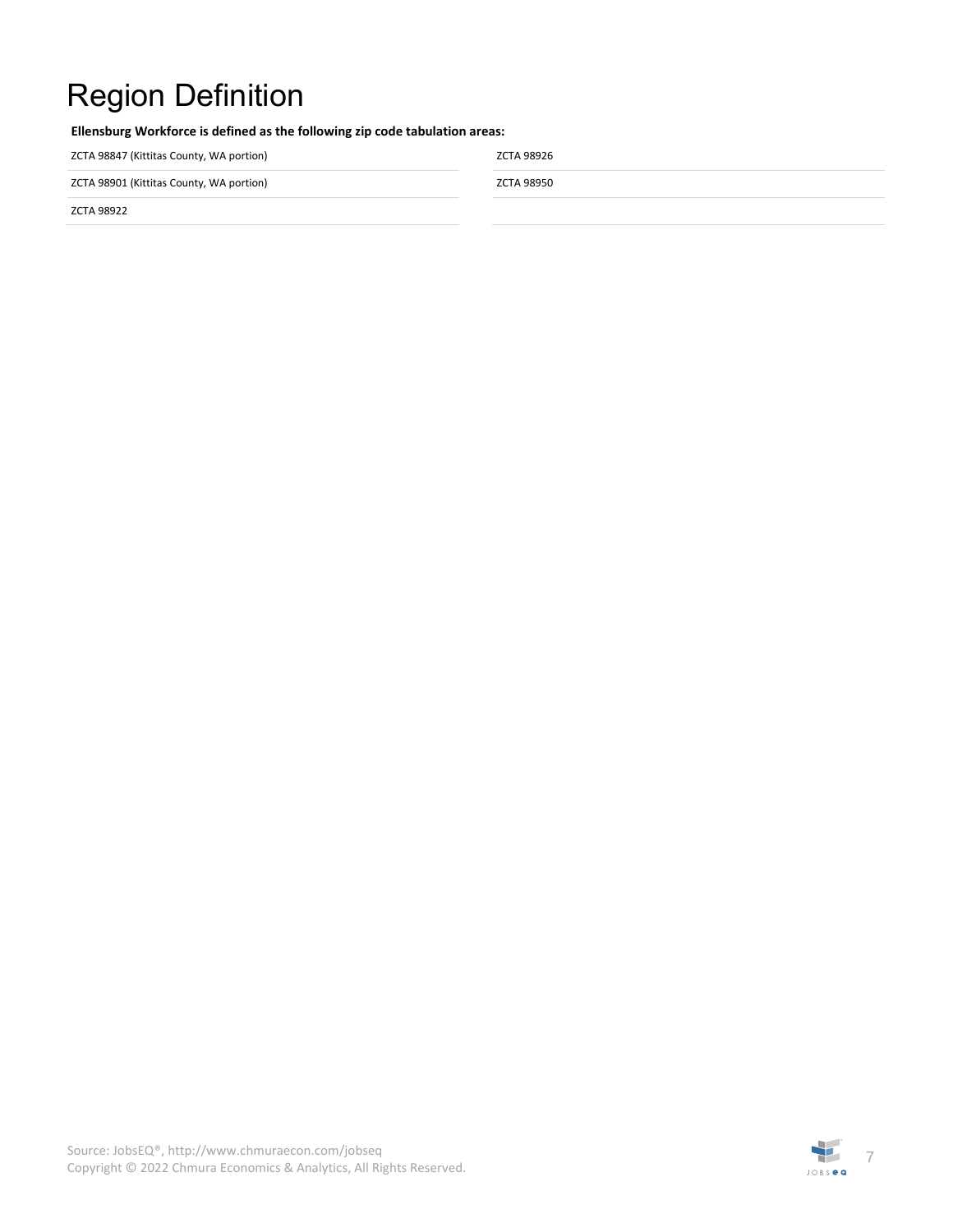# Region Definition

**Ellensburg Workforce is defined as the following zip code tabulation areas:**

- ZCTA 98847 (Kittitas County, WA portion)
- ZCTA 98901 (Kittitas County, WA portion)
- ZCTA 98922
- ZCTA 98926
- ZCTA 98950

Source: JobsEQ®, http://www.chmuraecon.com/jobseq
Copyright © 2022 Chmura Economics & Analytics, All Rights Reserved.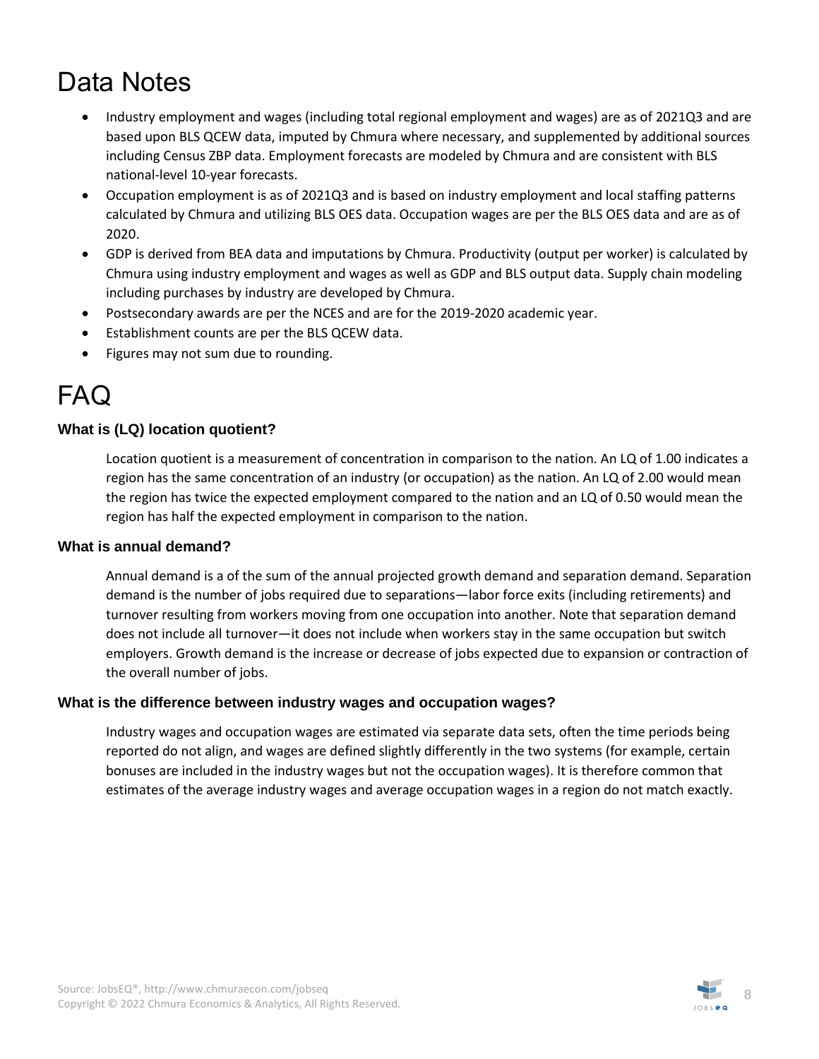# Data Notes

- Industry employment and wages (including total regional employment and wages) are as of 2021Q3 and are based upon BLS QCEW data, imputed by Chmura where necessary, and supplemented by additional sources including Census ZBP data. Employment forecasts are modeled by Chmura and are consistent with BLS national-level 10-year forecasts.
- Occupation employment is as of 2021Q3 and is based on industry employment and local staffing patterns calculated by Chmura and utilizing BLS OES data. Occupation wages are per the BLS OES data and are as of 2020.
- GDP is derived from BEA data and imputations by Chmura. Productivity (output per worker) is calculated by Chmura using industry employment and wages as well as GDP and BLS output data. Supply chain modeling including purchases by industry are developed by Chmura.
- Postsecondary awards are per the NCES and are for the 2019-2020 academic year.
- Establishment counts are per the BLS QCEW data.
- Figures may not sum due to rounding.

# FAQ

### What is (LQ) location quotient?

Location quotient is a measurement of concentration in comparison to the nation. An LQ of 1.00 indicates a region has the same concentration of an industry (or occupation) as the nation. An LQ of 2.00 would mean the region has twice the expected employment compared to the nation and an LQ of 0.50 would mean the region has half the expected employment in comparison to the nation.

### What is annual demand?

Annual demand is a of the sum of the annual projected growth demand and separation demand. Separation demand is the number of jobs required due to separations—labor force exits (including retirements) and turnover resulting from workers moving from one occupation into another. Note that separation demand does not include all turnover—it does not include when workers stay in the same occupation but switch employers. Growth demand is the increase or decrease of jobs expected due to expansion or contraction of the overall number of jobs.

### What is the difference between industry wages and occupation wages?

Industry wages and occupation wages are estimated via separate data sets, often the time periods being reported do not align, and wages are defined slightly differently in the two systems (for example, certain bonuses are included in the industry wages but not the occupation wages). It is therefore common that estimates of the average industry wages and average occupation wages in a region do not match exactly.